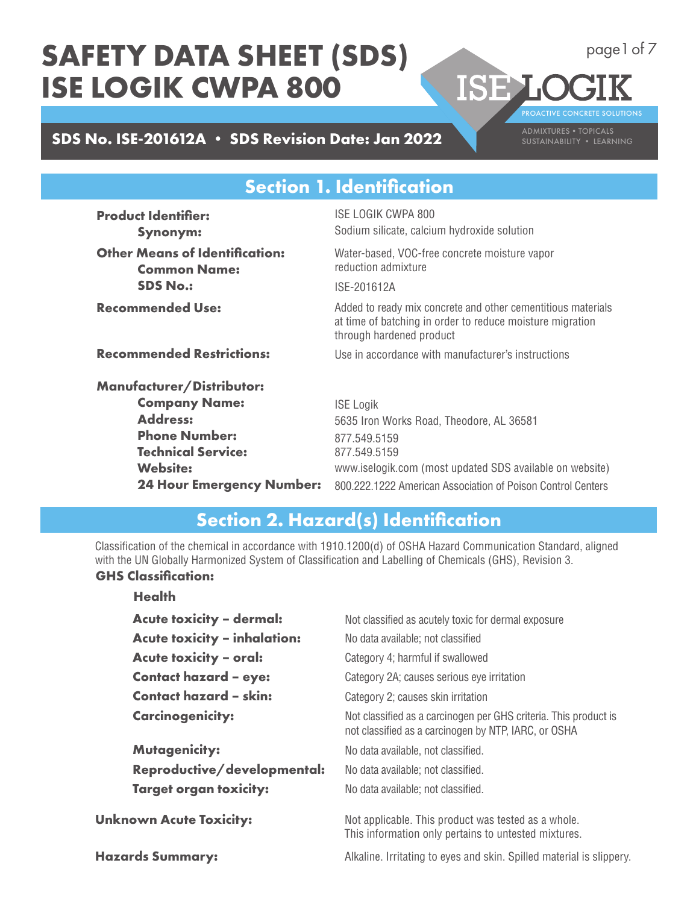# SAFETY DATA SHEET (SDS)
# ISE LOGIK CWPA 800

ISE LOGIK
PROACTIVE CONCRETE SOLUTIONS
ADMIXTURES • TOPICALS
SUSTAINABILITY • LEARNING

**SDS No. ISE-201612A • SDS Revision Date: Jan 2022**

## Section 1. Identification

| | |
|---|---|
| **Product Identifier:** | ISE LOGIK CWPA 800 |
| **Synonym:** | Sodium silicate, calcium hydroxide solution |
| **Other Means of Identification:** | |
| **Common Name:** | Water-based, VOC-free concrete moisture vapor reduction admixture |
| **SDS No.:** | ISE-201612A |
| **Recommended Use:** | Added to ready mix concrete and other cementitious materials at time of batching in order to reduce moisture migration through hardened product |
| **Recommended Restrictions:** | Use in accordance with manufacturer's instructions |
| **Manufacturer/Distributor:** | |
| **Company Name:** | ISE Logik |
| **Address:** | 5635 Iron Works Road, Theodore, AL 36581 |
| **Phone Number:** | 877.549.5159 |
| **Technical Service:** | 877.549.5159 |
| **Website:** | www.iselogik.com (most updated SDS available on website) |
| **24 Hour Emergency Number:** | 800.222.1222 American Association of Poison Control Centers |

## Section 2. Hazard(s) Identification

Classification of the chemical in accordance with 1910.1200(d) of OSHA Hazard Communication Standard, aligned with the UN Globally Harmonized System of Classification and Labelling of Chemicals (GHS), Revision 3.

**GHS Classification:**

**Health**

| | |
|---|---|
| **Acute toxicity – dermal:** | Not classified as acutely toxic for dermal exposure |
| **Acute toxicity – inhalation:** | No data available; not classified |
| **Acute toxicity – oral:** | Category 4; harmful if swallowed |
| **Contact hazard – eye:** | Category 2A; causes serious eye irritation |
| **Contact hazard – skin:** | Category 2; causes skin irritation |
| **Carcinogenicity:** | Not classified as a carcinogen per GHS criteria. This product is not classified as a carcinogen by NTP, IARC, or OSHA |
| **Mutagenicity:** | No data available, not classified. |
| **Reproductive/developmental:** | No data available; not classified. |
| **Target organ toxicity:** | No data available; not classified. |

| | |
|---|---|
| **Unknown Acute Toxicity:** | Not applicable. This product was tested as a whole. This information only pertains to untested mixtures. |
| **Hazards Summary:** | Alkaline. Irritating to eyes and skin. Spilled material is slippery. |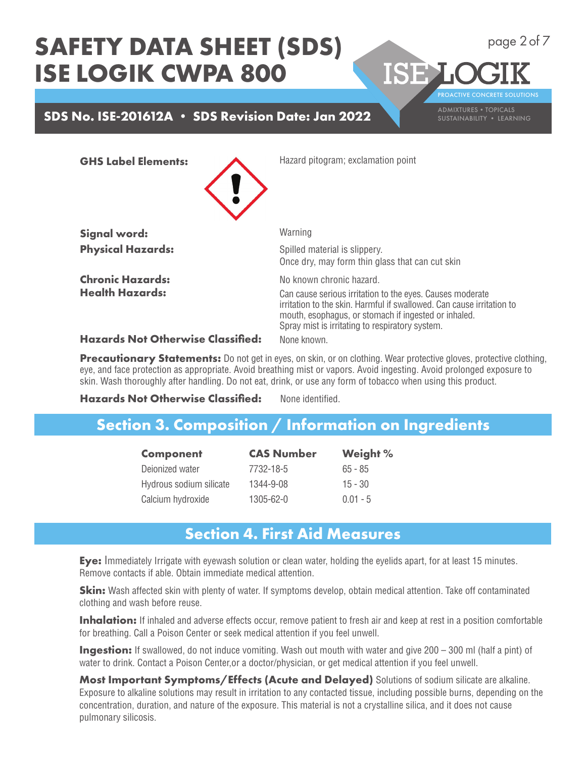# SAFETY DATA SHEET (SDS) ISE LOGIK CWPA 800

**SDS No. ISE-201612A • SDS Revision Date: Jan 2022**

**GHS Label Elements:** Hazard pitogram; exclamation point

**Signal word:** Warning

**Physical Hazards:** Spilled material is slippery. Once dry, may form thin glass that can cut skin

**Chronic Hazards:** No known chronic hazard.

**Health Hazards:** Can cause serious irritation to the eyes. Causes moderate irritation to the skin. Harmful if swallowed. Can cause irritation to mouth, esophagus, or stomach if ingested or inhaled. Spray mist is irritating to respiratory system.

**Hazards Not Otherwise Classified:** None known.

**Precautionary Statements:** Do not get in eyes, on skin, or on clothing. Wear protective gloves, protective clothing, eye, and face protection as appropriate. Avoid breathing mist or vapors. Avoid ingesting. Avoid prolonged exposure to skin. Wash thoroughly after handling. Do not eat, drink, or use any form of tobacco when using this product.

**Hazards Not Otherwise Classified:** None identified.

## Section 3. Composition / Information on Ingredients

| Component | CAS Number | Weight % |
|---|---|---|
| Deionized water | 7732-18-5 | 65 - 85 |
| Hydrous sodium silicate | 1344-9-08 | 15 - 30 |
| Calcium hydroxide | 1305-62-0 | 0.01 - 5 |

## Section 4. First Aid Measures

**Eye:** Immediately Irrigate with eyewash solution or clean water, holding the eyelids apart, for at least 15 minutes. Remove contacts if able. Obtain immediate medical attention.

**Skin:** Wash affected skin with plenty of water. If symptoms develop, obtain medical attention. Take off contaminated clothing and wash before reuse.

**Inhalation:** If inhaled and adverse effects occur, remove patient to fresh air and keep at rest in a position comfortable for breathing. Call a Poison Center or seek medical attention if you feel unwell.

**Ingestion:** If swallowed, do not induce vomiting. Wash out mouth with water and give 200 – 300 ml (half a pint) of water to drink. Contact a Poison Center,or a doctor/physician, or get medical attention if you feel unwell.

**Most Important Symptoms/Effects (Acute and Delayed)** Solutions of sodium silicate are alkaline. Exposure to alkaline solutions may result in irritation to any contacted tissue, including possible burns, depending on the concentration, duration, and nature of the exposure. This material is not a crystalline silica, and it does not cause pulmonary silicosis.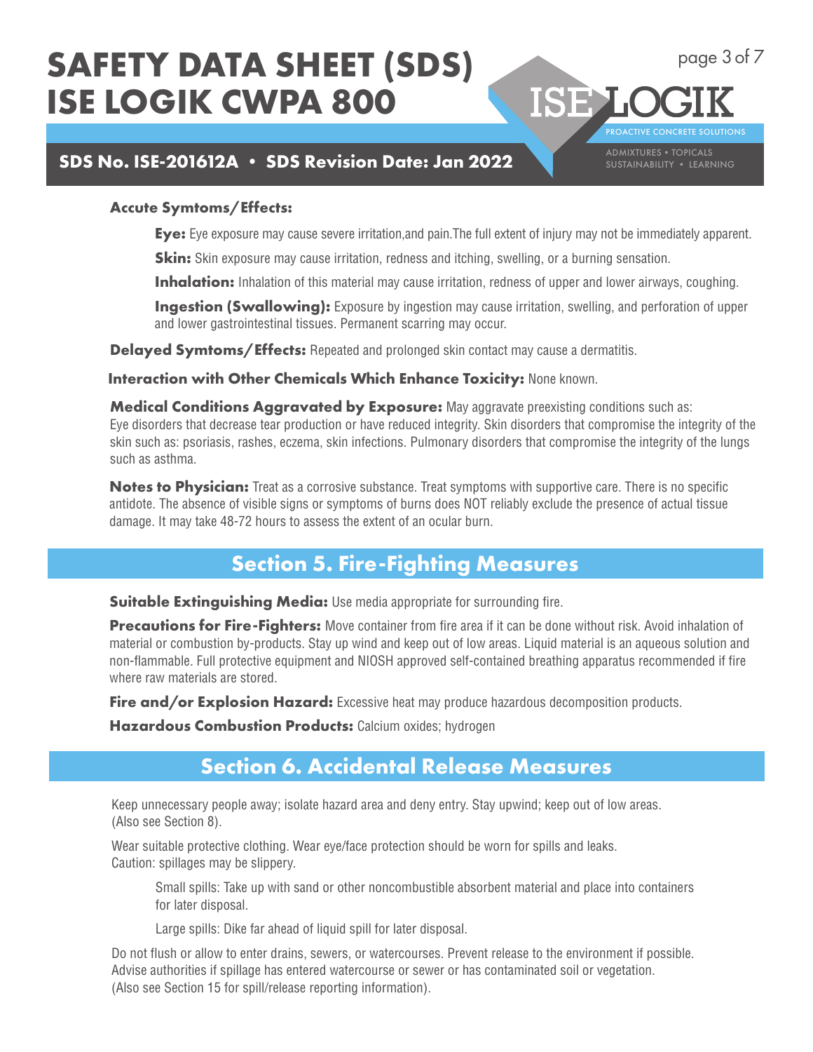**Accute Symtoms/Effects:**

**Eye:** Eye exposure may cause severe irritation,and pain.The full extent of injury may not be immediately apparent.

**Skin:** Skin exposure may cause irritation, redness and itching, swelling, or a burning sensation.

**Inhalation:** Inhalation of this material may cause irritation, redness of upper and lower airways, coughing.

**Ingestion (Swallowing):** Exposure by ingestion may cause irritation, swelling, and perforation of upper and lower gastrointestinal tissues. Permanent scarring may occur.

**Delayed Symtoms/Effects:** Repeated and prolonged skin contact may cause a dermatitis.

**Interaction with Other Chemicals Which Enhance Toxicity:** None known.

**Medical Conditions Aggravated by Exposure:** May aggravate preexisting conditions such as: Eye disorders that decrease tear production or have reduced integrity. Skin disorders that compromise the integrity of the skin such as: psoriasis, rashes, eczema, skin infections. Pulmonary disorders that compromise the integrity of the lungs such as asthma.

**Notes to Physician:** Treat as a corrosive substance. Treat symptoms with supportive care. There is no specific antidote. The absence of visible signs or symptoms of burns does NOT reliably exclude the presence of actual tissue damage. It may take 48-72 hours to assess the extent of an ocular burn.

## Section 5. Fire-Fighting Measures

**Suitable Extinguishing Media:** Use media appropriate for surrounding fire.

**Precautions for Fire-Fighters:** Move container from fire area if it can be done without risk. Avoid inhalation of material or combustion by-products. Stay up wind and keep out of low areas. Liquid material is an aqueous solution and non-flammable. Full protective equipment and NIOSH approved self-contained breathing apparatus recommended if fire where raw materials are stored.

**Fire and/or Explosion Hazard:** Excessive heat may produce hazardous decomposition products.

**Hazardous Combustion Products:** Calcium oxides; hydrogen

## Section 6. Accidental Release Measures

Keep unnecessary people away; isolate hazard area and deny entry. Stay upwind; keep out of low areas. (Also see Section 8).

Wear suitable protective clothing. Wear eye/face protection should be worn for spills and leaks. Caution: spillages may be slippery.

Small spills: Take up with sand or other noncombustible absorbent material and place into containers for later disposal.

Large spills: Dike far ahead of liquid spill for later disposal.

Do not flush or allow to enter drains, sewers, or watercourses. Prevent release to the environment if possible. Advise authorities if spillage has entered watercourse or sewer or has contaminated soil or vegetation. (Also see Section 15 for spill/release reporting information).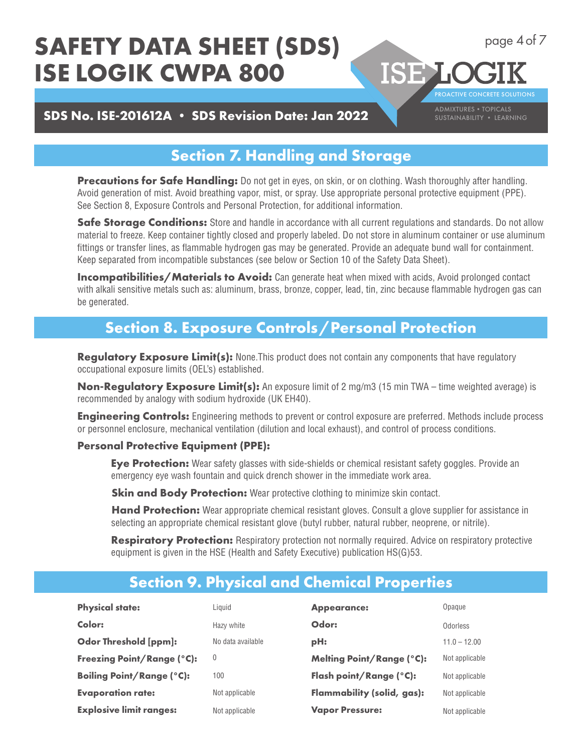## Section 7. Handling and Storage

**Precautions for Safe Handling:** Do not get in eyes, on skin, or on clothing. Wash thoroughly after handling. Avoid generation of mist. Avoid breathing vapor, mist, or spray. Use appropriate personal protective equipment (PPE). See Section 8, Exposure Controls and Personal Protection, for additional information.

**Safe Storage Conditions:** Store and handle in accordance with all current regulations and standards. Do not allow material to freeze. Keep container tightly closed and properly labeled. Do not store in aluminum container or use aluminum fittings or transfer lines, as flammable hydrogen gas may be generated. Provide an adequate bund wall for containment. Keep separated from incompatible substances (see below or Section 10 of the Safety Data Sheet).

**Incompatibilities/Materials to Avoid:** Can generate heat when mixed with acids, Avoid prolonged contact with alkali sensitive metals such as: aluminum, brass, bronze, copper, lead, tin, zinc because flammable hydrogen gas can be generated.

## Section 8. Exposure Controls/Personal Protection

**Regulatory Exposure Limit(s):** None.This product does not contain any components that have regulatory occupational exposure limits (OEL's) established.

**Non-Regulatory Exposure Limit(s):** An exposure limit of 2 mg/m3 (15 min TWA – time weighted average) is recommended by analogy with sodium hydroxide (UK EH40).

**Engineering Controls:** Engineering methods to prevent or control exposure are preferred. Methods include process or personnel enclosure, mechanical ventilation (dilution and local exhaust), and control of process conditions.

**Personal Protective Equipment (PPE):**

- **Eye Protection:** Wear safety glasses with side-shields or chemical resistant safety goggles. Provide an emergency eye wash fountain and quick drench shower in the immediate work area.
- **Skin and Body Protection:** Wear protective clothing to minimize skin contact.
- **Hand Protection:** Wear appropriate chemical resistant gloves. Consult a glove supplier for assistance in selecting an appropriate chemical resistant glove (butyl rubber, natural rubber, neoprene, or nitrile).
- **Respiratory Protection:** Respiratory protection not normally required. Advice on respiratory protective equipment is given in the HSE (Health and Safety Executive) publication HS(G)53.

## Section 9. Physical and Chemical Properties

| | | | |
|---|---|---|---|
| **Physical state:** | Liquid | **Appearance:** | Opaque |
| **Color:** | Hazy white | **Odor:** | Odorless |
| **Odor Threshold [ppm]:** | No data available | **pH:** | 11.0 – 12.00 |
| **Freezing Point/Range (°C):** | 0 | **Melting Point/Range (°C):** | Not applicable |
| **Boiling Point/Range (°C):** | 100 | **Flash point/Range (°C):** | Not applicable |
| **Evaporation rate:** | Not applicable | **Flammability (solid, gas):** | Not applicable |
| **Explosive limit ranges:** | Not applicable | **Vapor Pressure:** | Not applicable |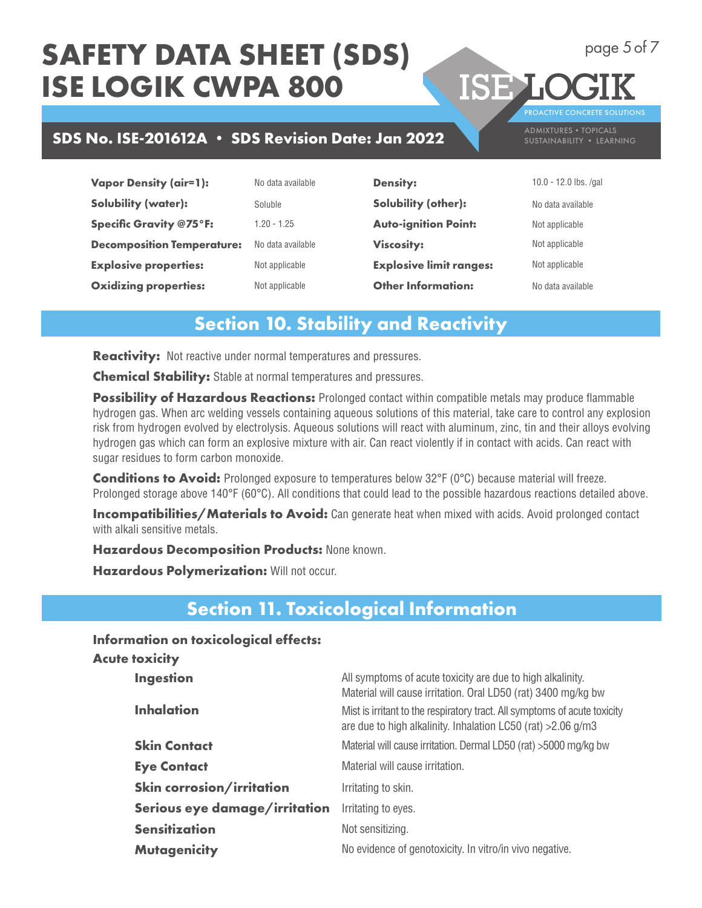| | | | |
|---|---|---|---|
| **Vapor Density (air=1):** | No data available | **Density:** | 10.0 - 12.0 lbs. /gal |
| **Solubility (water):** | Soluble | **Solubility (other):** | No data available |
| **Specific Gravity @75°F:** | 1.20 - 1.25 | **Auto-ignition Point:** | Not applicable |
| **Decomposition Temperature:** | No data available | **Viscosity:** | Not applicable |
| **Explosive properties:** | Not applicable | **Explosive limit ranges:** | Not applicable |
| **Oxidizing properties:** | Not applicable | **Other Information:** | No data available |

## Section 10. Stability and Reactivity

**Reactivity:** Not reactive under normal temperatures and pressures.

**Chemical Stability:** Stable at normal temperatures and pressures.

**Possibility of Hazardous Reactions:** Prolonged contact within compatible metals may produce flammable hydrogen gas. When arc welding vessels containing aqueous solutions of this material, take care to control any explosion risk from hydrogen evolved by electrolysis. Aqueous solutions will react with aluminum, zinc, tin and their alloys evolving hydrogen gas which can form an explosive mixture with air. Can react violently if in contact with acids. Can react with sugar residues to form carbon monoxide.

**Conditions to Avoid:** Prolonged exposure to temperatures below 32°F (0°C) because material will freeze. Prolonged storage above 140°F (60°C). All conditions that could lead to the possible hazardous reactions detailed above.

**Incompatibilities/Materials to Avoid:** Can generate heat when mixed with acids. Avoid prolonged contact with alkali sensitive metals.

**Hazardous Decomposition Products:** None known.

**Hazardous Polymerization:** Will not occur.

## Section 11. Toxicological Information

**Information on toxicological effects:**

**Acute toxicity**

| | |
|---|---|
| **Ingestion** | All symptoms of acute toxicity are due to high alkalinity. Material will cause irritation. Oral LD50 (rat) 3400 mg/kg bw |
| **Inhalation** | Mist is irritant to the respiratory tract. All symptoms of acute toxicity are due to high alkalinity. Inhalation LC50 (rat) >2.06 g/m3 |
| **Skin Contact** | Material will cause irritation. Dermal LD50 (rat) >5000 mg/kg bw |
| **Eye Contact** | Material will cause irritation. |
| **Skin corrosion/irritation** | Irritating to skin. |
| **Serious eye damage/irritation** | Irritating to eyes. |
| **Sensitization** | Not sensitizing. |
| **Mutagenicity** | No evidence of genotoxicity. In vitro/in vivo negative. |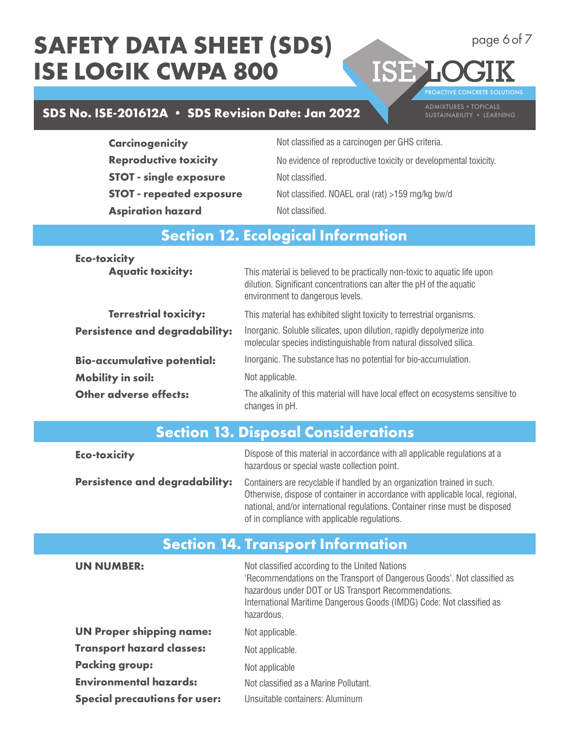| | |
|---|---|
| **Carcinogenicity** | Not classified as a carcinogen per GHS criteria. |
| **Reproductive toxicity** | No evidence of reproductive toxicity or developmental toxicity. |
| **STOT - single exposure** | Not classified. |
| **STOT - repeated exposure** | Not classified. NOAEL oral (rat) >159 mg/kg bw/d |
| **Aspiration hazard** | Not classified. |

## Section 12. Ecological Information

**Eco-toxicity**

| | |
|---|---|
| **Aquatic toxicity:** | This material is believed to be practically non-toxic to aquatic life upon dilution. Significant concentrations can alter the pH of the aquatic environment to dangerous levels. |
| **Terrestrial toxicity:** | This material has exhibited slight toxicity to terrestrial organisms. |
| **Persistence and degradability:** | Inorganic. Soluble silicates, upon dilution, rapidly depolymerize into molecular species indistinguishable from natural dissolved silica. |
| **Bio-accumulative potential:** | Inorganic. The substance has no potential for bio-accumulation. |
| **Mobility in soil:** | Not applicable. |
| **Other adverse effects:** | The alkalinity of this material will have local effect on ecosystems sensitive to changes in pH. |

## Section 13. Disposal Considerations

| | |
|---|---|
| **Eco-toxicity** | Dispose of this material in accordance with all applicable regulations at a hazardous or special waste collection point. |
| **Persistence and degradability:** | Containers are recyclable if handled by an organization trained in such. Otherwise, dispose of container in accordance with applicable local, regional, national, and/or international regulations. Container rinse must be disposed of in compliance with applicable regulations. |

## Section 14. Transport Information

| | |
|---|---|
| **UN NUMBER:** | Not classified according to the United Nations 'Recommendations on the Transport of Dangerous Goods'. Not classified as hazardous under DOT or US Transport Recommendations. International Maritime Dangerous Goods (IMDG) Code: Not classified as hazardous. |
| **UN Proper shipping name:** | Not applicable. |
| **Transport hazard classes:** | Not applicable. |
| **Packing group:** | Not applicable |
| **Environmental hazards:** | Not classified as a Marine Pollutant. |
| **Special precautions for user:** | Unsuitable containers: Aluminum |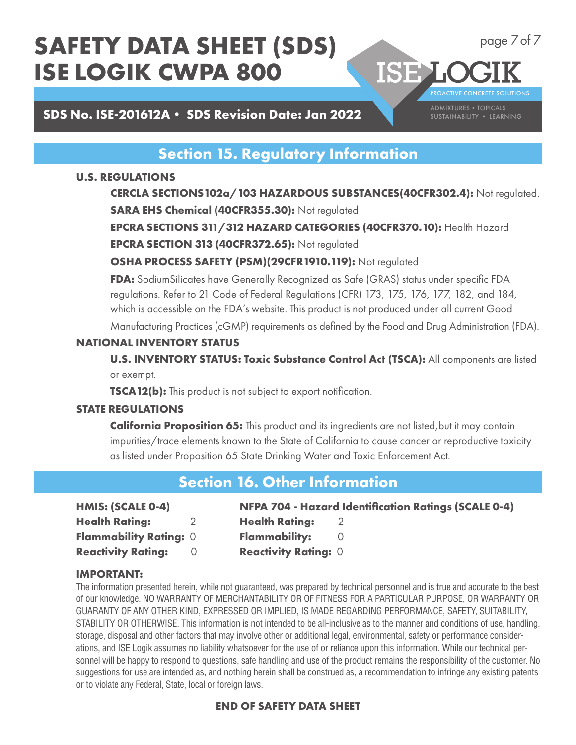## Section 15. Regulatory Information

### U.S. REGULATIONS

**CERCLA SECTIONS 102a/103 HAZARDOUS SUBSTANCES(40CFR302.4):** Not regulated.

**SARA EHS Chemical (40CFR355.30):** Not regulated

**EPCRA SECTIONS 311/312 HAZARD CATEGORIES (40CFR370.10):** Health Hazard

**EPCRA SECTION 313 (40CFR372.65):** Not regulated

**OSHA PROCESS SAFETY (PSM)(29CFR1910.119):** Not regulated

**FDA:** SodiumSilicates have Generally Recognized as Safe (GRAS) status under specific FDA regulations. Refer to 21 Code of Federal Regulations (CFR) 173, 175, 176, 177, 182, and 184, which is accessible on the FDA's website. This product is not produced under all current Good Manufacturing Practices (cGMP) requirements as defined by the Food and Drug Administration (FDA).

### NATIONAL INVENTORY STATUS

**U.S. INVENTORY STATUS: Toxic Substance Control Act (TSCA):** All components are listed or exempt.

**TSCA 12(b):** This product is not subject to export notification.

### STATE REGULATIONS

**California Proposition 65:** This product and its ingredients are not listed, but it may contain impurities/trace elements known to the State of California to cause cancer or reproductive toxicity as listed under Proposition 65 State Drinking Water and Toxic Enforcement Act.

## Section 16. Other Information

| HMIS: (SCALE 0-4) | | NFPA 704 - Hazard Identification Ratings (SCALE 0-4) | |
|---|---|---|---|
| **Health Rating:** | 2 | **Health Rating:** | 2 |
| **Flammability Rating:** | 0 | **Flammability:** | 0 |
| **Reactivity Rating:** | 0 | **Reactivity Rating:** | 0 |

**IMPORTANT:**

The information presented herein, while not guaranteed, was prepared by technical personnel and is true and accurate to the best of our knowledge. NO WARRANTY OF MERCHANTABILITY OR OF FITNESS FOR A PARTICULAR PURPOSE, OR WARRANTY OR GUARANTY OF ANY OTHER KIND, EXPRESSED OR IMPLIED, IS MADE REGARDING PERFORMANCE, SAFETY, SUITABILITY, STABILITY OR OTHERWISE. This information is not intended to be all-inclusive as to the manner and conditions of use, handling, storage, disposal and other factors that may involve other or additional legal, environmental, safety or performance considerations, and ISE Logik assumes no liability whatsoever for the use of or reliance upon this information. While our technical personnel will be happy to respond to questions, safe handling and use of the product remains the responsibility of the customer. No suggestions for use are intended as, and nothing herein shall be construed as, a recommendation to infringe any existing patents or to violate any Federal, State, local or foreign laws.

**END OF SAFETY DATA SHEET**